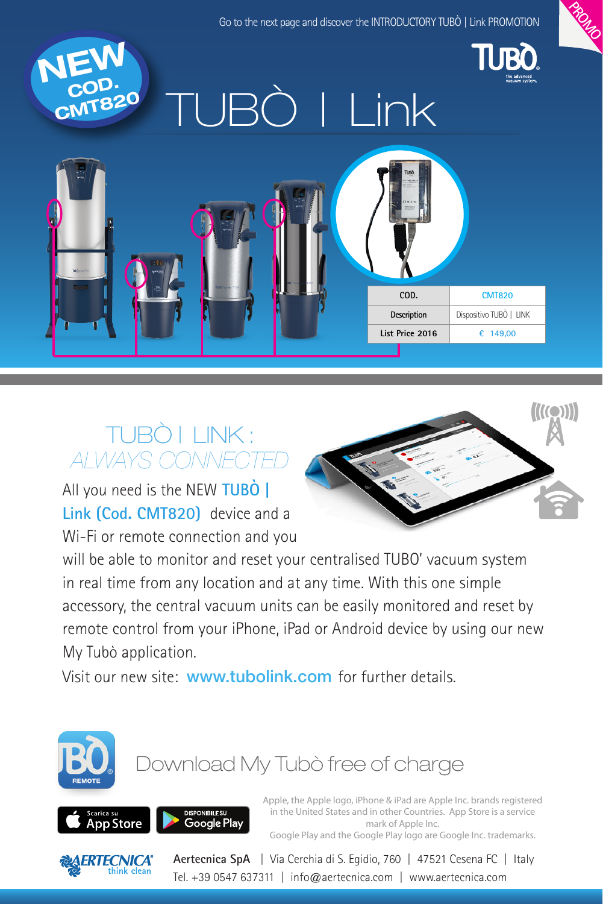Go to the next page and discover the INTRODUCTORY TUBÒ | Link PROMOTION

PROMO

NEW COD. CMT820

# TUBÒ | Link

| COD. | CMT820 |
|---|---|
| Description | Dispositivo TUBÒ \| LINK |
| List Price 2016 | € 149,00 |

## TUBÒ | LINK : *ALWAYS CONNECTED*

All you need is the NEW **TUBÒ | Link (Cod. CMT820)** device and a Wi-Fi or remote connection and you will be able to monitor and reset your centralised TUBO' vacuum system in real time from any location and at any time. With this one simple accessory, the central vacuum units can be easily monitored and reset by remote control from your iPhone, iPad or Android device by using our new My Tubò application.

Visit our new site: **www.tubolink.com** for further details.

## Download My Tubò free of charge

Scarica su App Store | DISPONIBILE SU Google Play

Apple, the Apple logo, iPhone & iPad are Apple Inc. brands registered in the United States and in other Countries. App Store is a service mark of Apple Inc.
Google Play and the Google Play logo are Google Inc. trademarks.

AERTECNICA think clean

**Aertecnica SpA** | Via Cerchia di S. Egidio, 760 | 47521 Cesena FC | Italy
Tel. +39 0547 637311 | info@aertecnica.com | www.aertecnica.com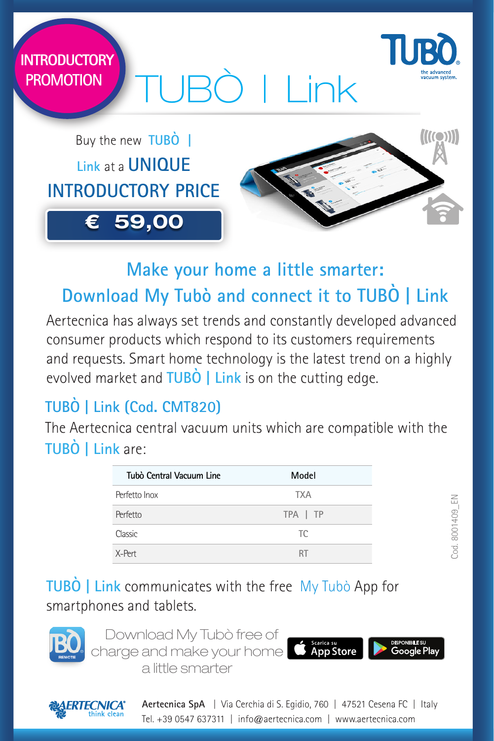INTRODUCTORY PROMOTION

# TUBÒ | Link

TUBÒ the advanced vacuum system.

Buy the new TUBÒ | Link at a **UNIQUE INTRODUCTORY PRICE**

**€ 59,00**

## Make your home a little smarter: Download My Tubò and connect it to TUBÒ | Link

Aertecnica has always set trends and constantly developed advanced consumer products which respond to its customers requirements and requests. Smart home technology is the latest trend on a highly evolved market and TUBÒ | Link is on the cutting edge.

### TUBÒ | Link (Cod. CMT820)

The Aertecnica central vacuum units which are compatible with the TUBÒ | Link are:

| Tubò Central Vacuum Line | Model |
|---|---|
| Perfetto Inox | TXA |
| Perfetto | TPA \| TP |
| Classic | TC |
| X-Pert | RT |

TUBÒ | Link communicates with the free My Tubò App for smartphones and tablets.

Download My Tubò free of charge and make your home a little smarter

Scarica su App Store | DISPONIBILE SU Google Play

Cod. 8001409_EN

AERTECNICA think clean

Aertecnica SpA | Via Cerchia di S. Egidio, 760 | 47521 Cesena FC | Italy
Tel. +39 0547 637311 | info@aertecnica.com | www.aertecnica.com